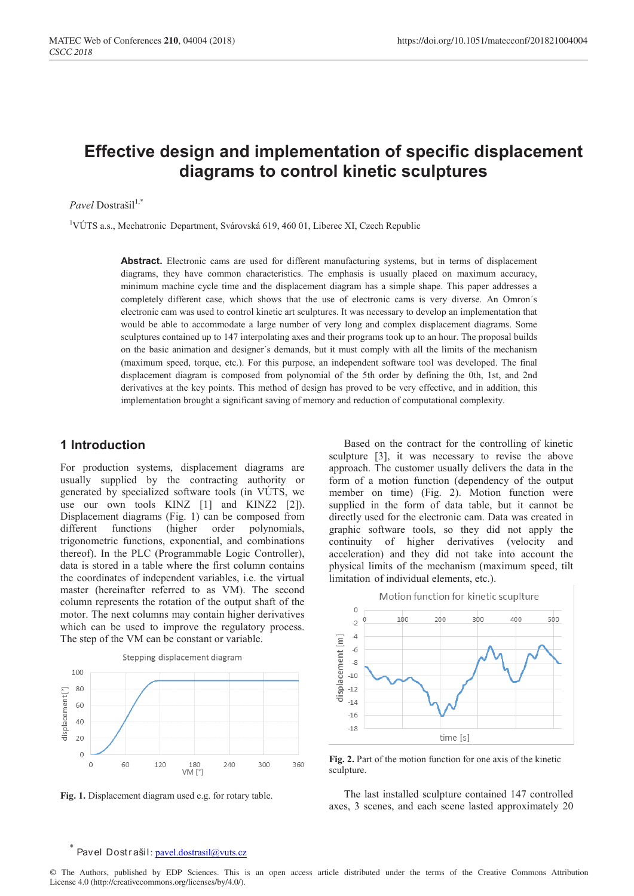# Effective design and implementation of specific displacement diagrams to control kinetic sculptures

*Pavel* Dostrašil[1,*]

[1]VÚTS a.s., Mechatronic Department, Svárovská 619, 460 01, Liberec XI, Czech Republic

**Abstract.** Electronic cams are used for different manufacturing systems, but in terms of displacement diagrams, they have common characteristics. The emphasis is usually placed on maximum accuracy, minimum machine cycle time and the displacement diagram has a simple shape. This paper addresses a completely different case, which shows that the use of electronic cams is very diverse. An Omron´s electronic cam was used to control kinetic art sculptures. It was necessary to develop an implementation that would be able to accommodate a large number of very long and complex displacement diagrams. Some sculptures contained up to 147 interpolating axes and their programs took up to an hour. The proposal builds on the basic animation and designer´s demands, but it must comply with all the limits of the mechanism (maximum speed, torque, etc.). For this purpose, an independent software tool was developed. The final displacement diagram is composed from polynomial of the 5th order by defining the 0th, 1st, and 2nd derivatives at the key points. This method of design has proved to be very effective, and in addition, this implementation brought a significant saving of memory and reduction of computational complexity.

## 1 Introduction

For production systems, displacement diagrams are usually supplied by the contracting authority or generated by specialized software tools (in VÚTS, we use our own tools KINZ [1] and KINZ2 [2]). Displacement diagrams (Fig. 1) can be composed from different functions (higher order polynomials, trigonometric functions, exponential, and combinations thereof). In the PLC (Programmable Logic Controller), data is stored in a table where the first column contains the coordinates of independent variables, i.e. the virtual master (hereinafter referred to as VM). The second column represents the rotation of the output shaft of the motor. The next columns may contain higher derivatives which can be used to improve the regulatory process. The step of the VM can be constant or variable.

**Fig. 1.** Displacement diagram used e.g. for rotary table.

Based on the contract for the controlling of kinetic sculpture [3], it was necessary to revise the above approach. The customer usually delivers the data in the form of a motion function (dependency of the output member on time) (Fig. 2). Motion function were supplied in the form of data table, but it cannot be directly used for the electronic cam. Data was created in graphic software tools, so they did not apply the continuity of higher derivatives (velocity and acceleration) and they did not take into account the physical limits of the mechanism (maximum speed, tilt limitation of individual elements, etc.).

**Fig. 2.** Part of the motion function for one axis of the kinetic sculpture.

The last installed sculpture contained 147 controlled axes, 3 scenes, and each scene lasted approximately 20

---

\* Pavel Dostrašil: pavel.dostrasil@vuts.cz

© The Authors, published by EDP Sciences. This is an open access article distributed under the terms of the Creative Commons Attribution License 4.0 (http://creativecommons.org/licenses/by/4.0/).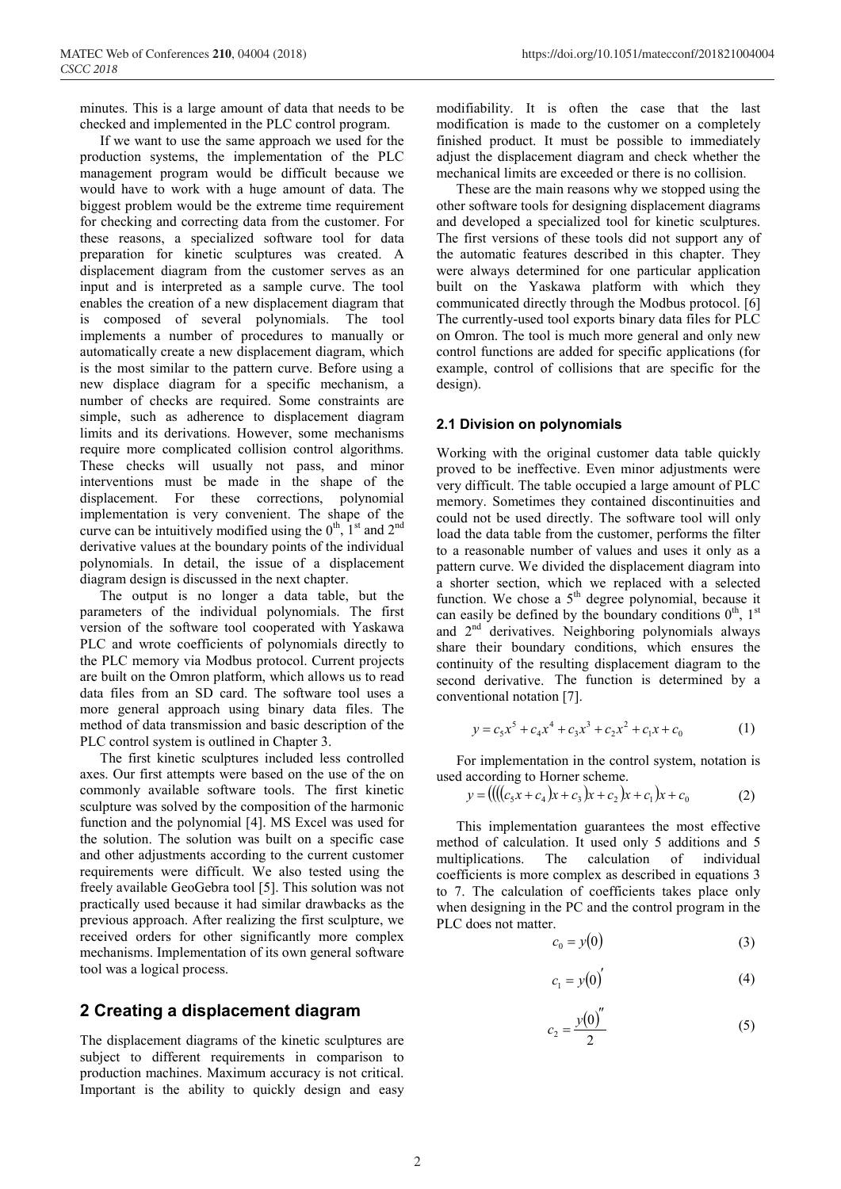minutes. This is a large amount of data that needs to be checked and implemented in the PLC control program.

If we want to use the same approach we used for the production systems, the implementation of the PLC management program would be difficult because we would have to work with a huge amount of data. The biggest problem would be the extreme time requirement for checking and correcting data from the customer. For these reasons, a specialized software tool for data preparation for kinetic sculptures was created. A displacement diagram from the customer serves as an input and is interpreted as a sample curve. The tool enables the creation of a new displacement diagram that is composed of several polynomials. The tool implements a number of procedures to manually or automatically create a new displacement diagram, which is the most similar to the pattern curve. Before using a new displace diagram for a specific mechanism, a number of checks are required. Some constraints are simple, such as adherence to displacement diagram limits and its derivations. However, some mechanisms require more complicated collision control algorithms. These checks will usually not pass, and minor interventions must be made in the shape of the displacement. For these corrections, polynomial implementation is very convenient. The shape of the curve can be intuitively modified using the $0^{th}$, $1^{st}$ and $2^{nd}$ derivative values at the boundary points of the individual polynomials. In detail, the issue of a displacement diagram design is discussed in the next chapter.

The output is no longer a data table, but the parameters of the individual polynomials. The first version of the software tool cooperated with Yaskawa PLC and wrote coefficients of polynomials directly to the PLC memory via Modbus protocol. Current projects are built on the Omron platform, which allows us to read data files from an SD card. The software tool uses a more general approach using binary data files. The method of data transmission and basic description of the PLC control system is outlined in Chapter 3.

The first kinetic sculptures included less controlled axes. Our first attempts were based on the use of the on commonly available software tools. The first kinetic sculpture was solved by the composition of the harmonic function and the polynomial [4]. MS Excel was used for the solution. The solution was built on a specific case and other adjustments according to the current customer requirements were difficult. We also tested using the freely available GeoGebra tool [5]. This solution was not practically used because it had similar drawbacks as the previous approach. After realizing the first sculpture, we received orders for other significantly more complex mechanisms. Implementation of its own general software tool was a logical process.

## 2 Creating a displacement diagram

The displacement diagrams of the kinetic sculptures are subject to different requirements in comparison to production machines. Maximum accuracy is not critical. Important is the ability to quickly design and easy modifiability. It is often the case that the last modification is made to the customer on a completely finished product. It must be possible to immediately adjust the displacement diagram and check whether the mechanical limits are exceeded or there is no collision.

These are the main reasons why we stopped using the other software tools for designing displacement diagrams and developed a specialized tool for kinetic sculptures. The first versions of these tools did not support any of the automatic features described in this chapter. They were always determined for one particular application built on the Yaskawa platform with which they communicated directly through the Modbus protocol. [6] The currently-used tool exports binary data files for PLC on Omron. The tool is much more general and only new control functions are added for specific applications (for example, control of collisions that are specific for the design).

### 2.1 Division on polynomials

Working with the original customer data table quickly proved to be ineffective. Even minor adjustments were very difficult. The table occupied a large amount of PLC memory. Sometimes they contained discontinuities and could not be used directly. The software tool will only load the data table from the customer, performs the filter to a reasonable number of values and uses it only as a pattern curve. We divided the displacement diagram into a shorter section, which we replaced with a selected function. We chose a $5^{th}$ degree polynomial, because it can easily be defined by the boundary conditions $0^{th}$, $1^{st}$ and $2^{nd}$ derivatives. Neighboring polynomials always share their boundary conditions, which ensures the continuity of the resulting displacement diagram to the second derivative. The function is determined by a conventional notation [7].

$$y = c_5x^5 + c_4x^4 + c_3x^3 + c_2x^2 + c_1x + c_0 \tag{1}$$

For implementation in the control system, notation is used according to Horner scheme.

$$y = ((((c_5x + c_4)x + c_3)x + c_2)x + c_1)x + c_0 \tag{2}$$

This implementation guarantees the most effective method of calculation. It used only 5 additions and 5 multiplications. The calculation of individual coefficients is more complex as described in equations 3 to 7. The calculation of coefficients takes place only when designing in the PC and the control program in the PLC does not matter.

$$c_0 = y(0) \tag{3}$$

$$c_1 = y(0)' \tag{4}$$

$$c_2 = \frac{y(0)''}{2} \tag{5}$$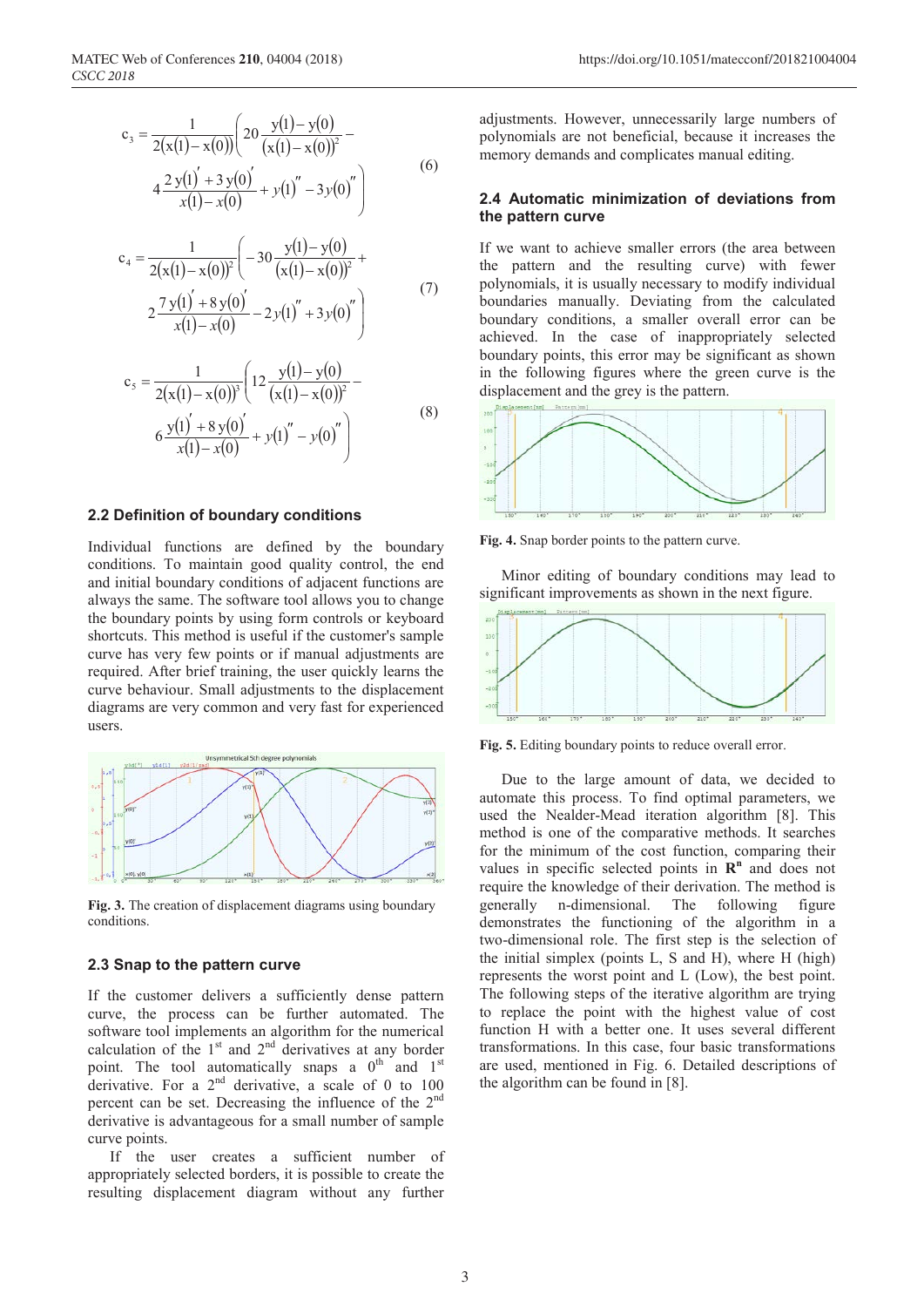$$c_3 = \frac{1}{2(x(1)-x(0))}\left(20\frac{y(1)-y(0)}{(x(1)-x(0))^2} - 4\frac{2y(1)'+3y(0)'}{x(1)-x(0)} + y(1)'' - 3y(0)''\right) \quad (6)$$

$$c_4 = \frac{1}{2(x(1)-x(0))^2}\left(-30\frac{y(1)-y(0)}{(x(1)-x(0))^2} + 2\frac{7y(1)'+8y(0)'}{x(1)-x(0)} - 2y(1)'' + 3y(0)''\right) \quad (7)$$

$$c_5 = \frac{1}{2(x(1)-x(0))^3}\left(12\frac{y(1)-y(0)}{(x(1)-x(0))^2} - 6\frac{y(1)'+8y(0)'}{x(1)-x(0)} + y(1)'' - y(0)''\right) \quad (8)$$

### 2.2 Definition of boundary conditions

Individual functions are defined by the boundary conditions. To maintain good quality control, the end and initial boundary conditions of adjacent functions are always the same. The software tool allows you to change the boundary points by using form controls or keyboard shortcuts. This method is useful if the customer's sample curve has very few points or if manual adjustments are required. After brief training, the user quickly learns the curve behaviour. Small adjustments to the displacement diagrams are very common and very fast for experienced users.

**Fig. 3.** The creation of displacement diagrams using boundary conditions.

### 2.3 Snap to the pattern curve

If the customer delivers a sufficiently dense pattern curve, the process can be further automated. The software tool implements an algorithm for the numerical calculation of the 1st and 2nd derivatives at any border point. The tool automatically snaps a 0th and 1st derivative. For a 2nd derivative, a scale of 0 to 100 percent can be set. Decreasing the influence of the 2nd derivative is advantageous for a small number of sample curve points.

If the user creates a sufficient number of appropriately selected borders, it is possible to create the resulting displacement diagram without any further adjustments. However, unnecessarily large numbers of polynomials are not beneficial, because it increases the memory demands and complicates manual editing.

### 2.4 Automatic minimization of deviations from the pattern curve

If we want to achieve smaller errors (the area between the pattern and the resulting curve) with fewer polynomials, it is usually necessary to modify individual boundaries manually. Deviating from the calculated boundary conditions, a smaller overall error can be achieved. In the case of inappropriately selected boundary points, this error may be significant as shown in the following figures where the green curve is the displacement and the grey is the pattern.

**Fig. 4.** Snap border points to the pattern curve.

Minor editing of boundary conditions may lead to significant improvements as shown in the next figure.

**Fig. 5.** Editing boundary points to reduce overall error.

Due to the large amount of data, we decided to automate this process. To find optimal parameters, we used the Nealder-Mead iteration algorithm [8]. This method is one of the comparative methods. It searches for the minimum of the cost function, comparing their values in specific selected points in $\mathbf{R}^n$ and does not require the knowledge of their derivation. The method is generally n-dimensional. The following figure demonstrates the functioning of the algorithm in a two-dimensional role. The first step is the selection of the initial simplex (points L, S and H), where H (high) represents the worst point and L (Low), the best point. The following steps of the iterative algorithm are trying to replace the point with the highest value of cost function H with a better one. It uses several different transformations. In this case, four basic transformations are used, mentioned in Fig. 6. Detailed descriptions of the algorithm can be found in [8].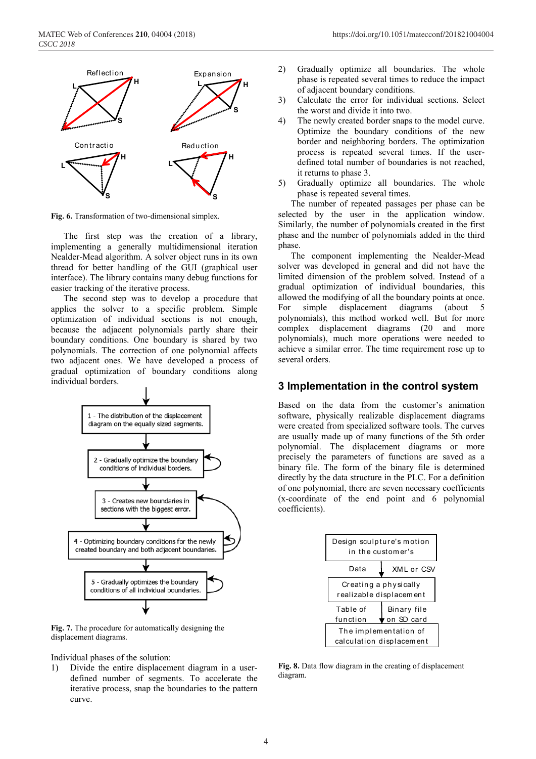Fig. 6. Transformation of two-dimensional simplex.

The first step was the creation of a library, implementing a generally multidimensional iteration Nealder-Mead algorithm. A solver object runs in its own thread for better handling of the GUI (graphical user interface). The library contains many debug functions for easier tracking of the iterative process.

The second step was to develop a procedure that applies the solver to a specific problem. Simple optimization of individual sections is not enough, because the adjacent polynomials partly share their boundary conditions. One boundary is shared by two polynomials. The correction of one polynomial affects two adjacent ones. We have developed a process of gradual optimization of boundary conditions along individual borders.

Fig. 7. The procedure for automatically designing the displacement diagrams.

Individual phases of the solution:

1) Divide the entire displacement diagram in a user-defined number of segments. To accelerate the iterative process, snap the boundaries to the pattern curve.
2) Gradually optimize all boundaries. The whole phase is repeated several times to reduce the impact of adjacent boundary conditions.
3) Calculate the error for individual sections. Select the worst and divide it into two.
4) The newly created border snaps to the model curve. Optimize the boundary conditions of the new border and neighboring borders. The optimization process is repeated several times. If the user-defined total number of boundaries is not reached, it returns to phase 3.
5) Gradually optimize all boundaries. The whole phase is repeated several times.

The number of repeated passages per phase can be selected by the user in the application window. Similarly, the number of polynomials created in the first phase and the number of polynomials added in the third phase.

The component implementing the Nealder-Mead solver was developed in general and did not have the limited dimension of the problem solved. Instead of a gradual optimization of individual boundaries, this allowed the modifying of all the boundary points at once. For simple displacement diagrams (about 5 polynomials), this method worked well. But for more complex displacement diagrams (20 and more polynomials), much more operations were needed to achieve a similar error. The time requirement rose up to several orders.

## 3 Implementation in the control system

Based on the data from the customer's animation software, physically realizable displacement diagrams were created from specialized software tools. The curves are usually made up of many functions of the 5th order polynomial. The displacement diagrams or more precisely the parameters of functions are saved as a binary file. The form of the binary file is determined directly by the data structure in the PLC. For a definition of one polynomial, there are seven necessary coefficients (x-coordinate of the end point and 6 polynomial coefficients).

Fig. 8. Data flow diagram in the creating of displacement diagram.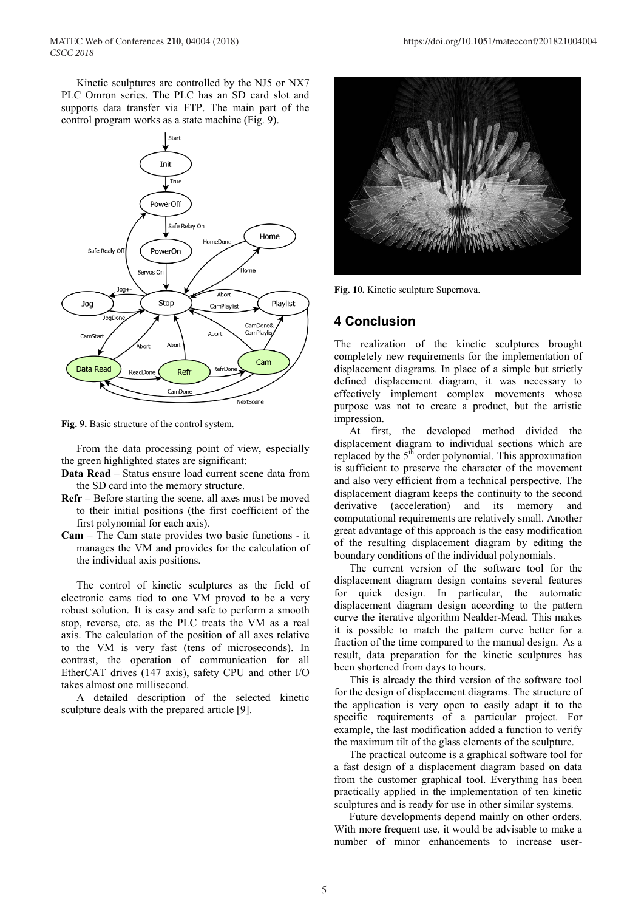Kinetic sculptures are controlled by the NJ5 or NX7 PLC Omron series. The PLC has an SD card slot and supports data transfer via FTP. The main part of the control program works as a state machine (Fig. 9).

**Fig. 9.** Basic structure of the control system.

From the data processing point of view, especially the green highlighted states are significant:

- **Data Read** – Status ensure load current scene data from the SD card into the memory structure.
- **Refr** – Before starting the scene, all axes must be moved to their initial positions (the first coefficient of the first polynomial for each axis).
- **Cam** – The Cam state provides two basic functions - it manages the VM and provides for the calculation of the individual axis positions.

The control of kinetic sculptures as the field of electronic cams tied to one VM proved to be a very robust solution. It is easy and safe to perform a smooth stop, reverse, etc. as the PLC treats the VM as a real axis. The calculation of the position of all axes relative to the VM is very fast (tens of microseconds). In contrast, the operation of communication for all EtherCAT drives (147 axis), safety CPU and other I/O takes almost one millisecond.

A detailed description of the selected kinetic sculpture deals with the prepared article [9].

**Fig. 10.** Kinetic sculpture Supernova.

## 4 Conclusion

The realization of the kinetic sculptures brought completely new requirements for the implementation of displacement diagrams. In place of a simple but strictly defined displacement diagram, it was necessary to effectively implement complex movements whose purpose was not to create a product, but the artistic impression.

At first, the developed method divided the displacement diagram to individual sections which are replaced by the $5^{th}$ order polynomial. This approximation is sufficient to preserve the character of the movement and also very efficient from a technical perspective. The displacement diagram keeps the continuity to the second derivative (acceleration) and its memory and computational requirements are relatively small. Another great advantage of this approach is the easy modification of the resulting displacement diagram by editing the boundary conditions of the individual polynomials.

The current version of the software tool for the displacement diagram design contains several features for quick design. In particular, the automatic displacement diagram design according to the pattern curve the iterative algorithm Nealder-Mead. This makes it possible to match the pattern curve better for a fraction of the time compared to the manual design. As a result, data preparation for the kinetic sculptures has been shortened from days to hours.

This is already the third version of the software tool for the design of displacement diagrams. The structure of the application is very open to easily adapt it to the specific requirements of a particular project. For example, the last modification added a function to verify the maximum tilt of the glass elements of the sculpture.

The practical outcome is a graphical software tool for a fast design of a displacement diagram based on data from the customer graphical tool. Everything has been practically applied in the implementation of ten kinetic sculptures and is ready for use in other similar systems.

Future developments depend mainly on other orders. With more frequent use, it would be advisable to make a number of minor enhancements to increase user-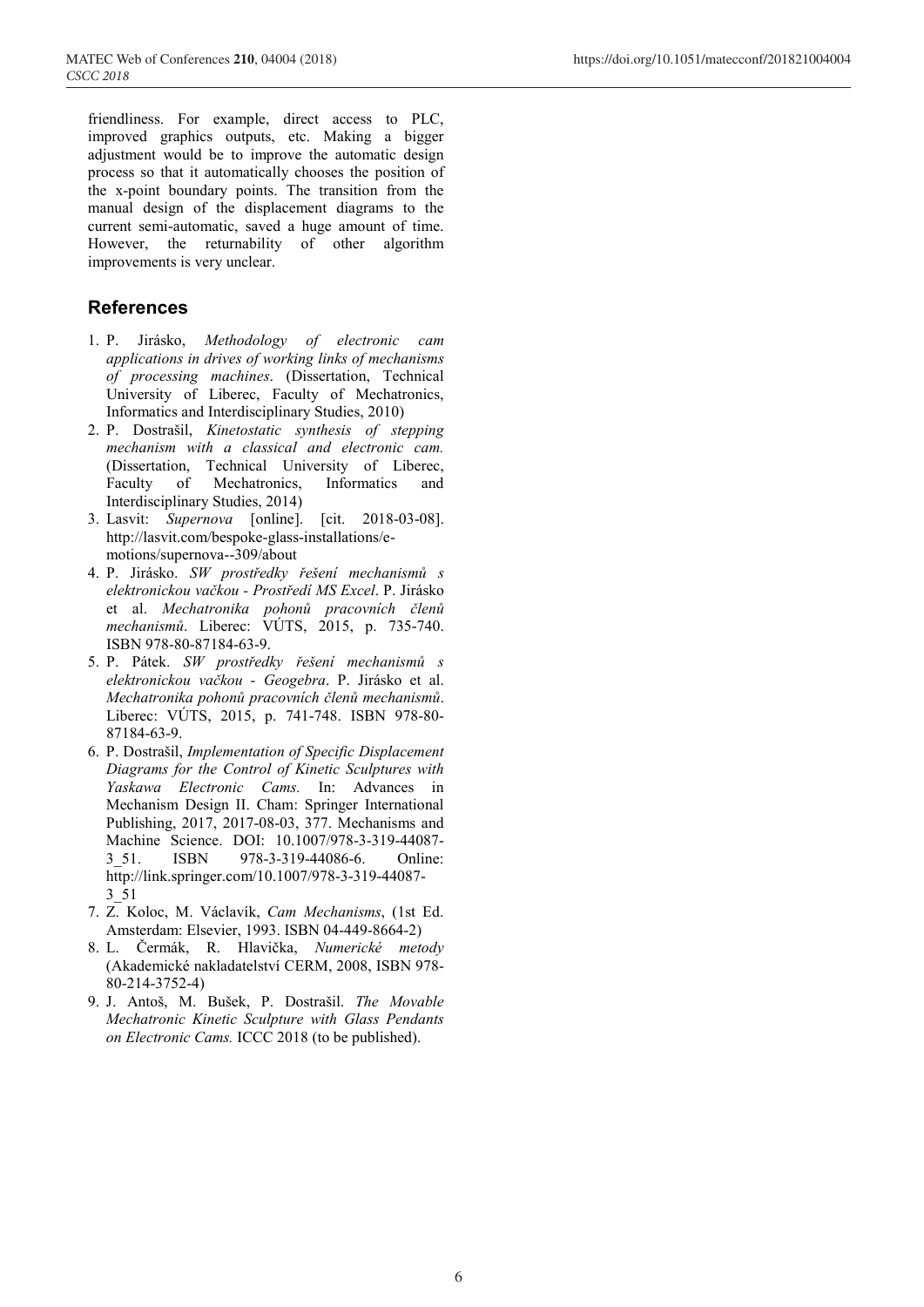friendliness. For example, direct access to PLC, improved graphics outputs, etc. Making a bigger adjustment would be to improve the automatic design process so that it automatically chooses the position of the x-point boundary points. The transition from the manual design of the displacement diagrams to the current semi-automatic, saved a huge amount of time. However, the returnability of other algorithm improvements is very unclear.

## References

1. P. Jirásko, *Methodology of electronic cam applications in drives of working links of mechanisms of processing machines*. (Dissertation, Technical University of Liberec, Faculty of Mechatronics, Informatics and Interdisciplinary Studies, 2010)
2. P. Dostrašil, *Kinetostatic synthesis of stepping mechanism with a classical and electronic cam.* (Dissertation, Technical University of Liberec, Faculty of Mechatronics, Informatics and Interdisciplinary Studies, 2014)
3. Lasvit: *Supernova* [online]. [cit. 2018-03-08]. http://lasvit.com/bespoke-glass-installations/e-motions/supernova--309/about
4. P. Jirásko. *SW prostředky řešení mechanismů s elektronickou vačkou - Prostředí MS Excel*. P. Jirásko et al. *Mechatronika pohonů pracovních členů mechanismů*. Liberec: VÚTS, 2015, p. 735-740. ISBN 978-80-87184-63-9.
5. P. Pátek. *SW prostředky řešení mechanismů s elektronickou vačkou - Geogebra*. P. Jirásko et al. *Mechatronika pohonů pracovních členů mechanismů*. Liberec: VÚTS, 2015, p. 741-748. ISBN 978-80-87184-63-9.
6. P. Dostrašil, *Implementation of Specific Displacement Diagrams for the Control of Kinetic Sculptures with Yaskawa Electronic Cams.* In: Advances in Mechanism Design II. Cham: Springer International Publishing, 2017, 2017-08-03, 377. Mechanisms and Machine Science. DOI: 10.1007/978-3-319-44087-3_51. ISBN 978-3-319-44086-6. Online: http://link.springer.com/10.1007/978-3-319-44087-3_51
7. Z. Koloc, M. Václavík, *Cam Mechanisms*, (1st Ed. Amsterdam: Elsevier, 1993. ISBN 04-449-8664-2)
8. L. Čermák, R. Hlavička, *Numerické metody* (Akademické nakladatelství CERM, 2008, ISBN 978-80-214-3752-4)
9. J. Antoš, M. Bušek, P. Dostrašil. *The Movable Mechatronic Kinetic Sculpture with Glass Pendants on Electronic Cams.* ICCC 2018 (to be published).